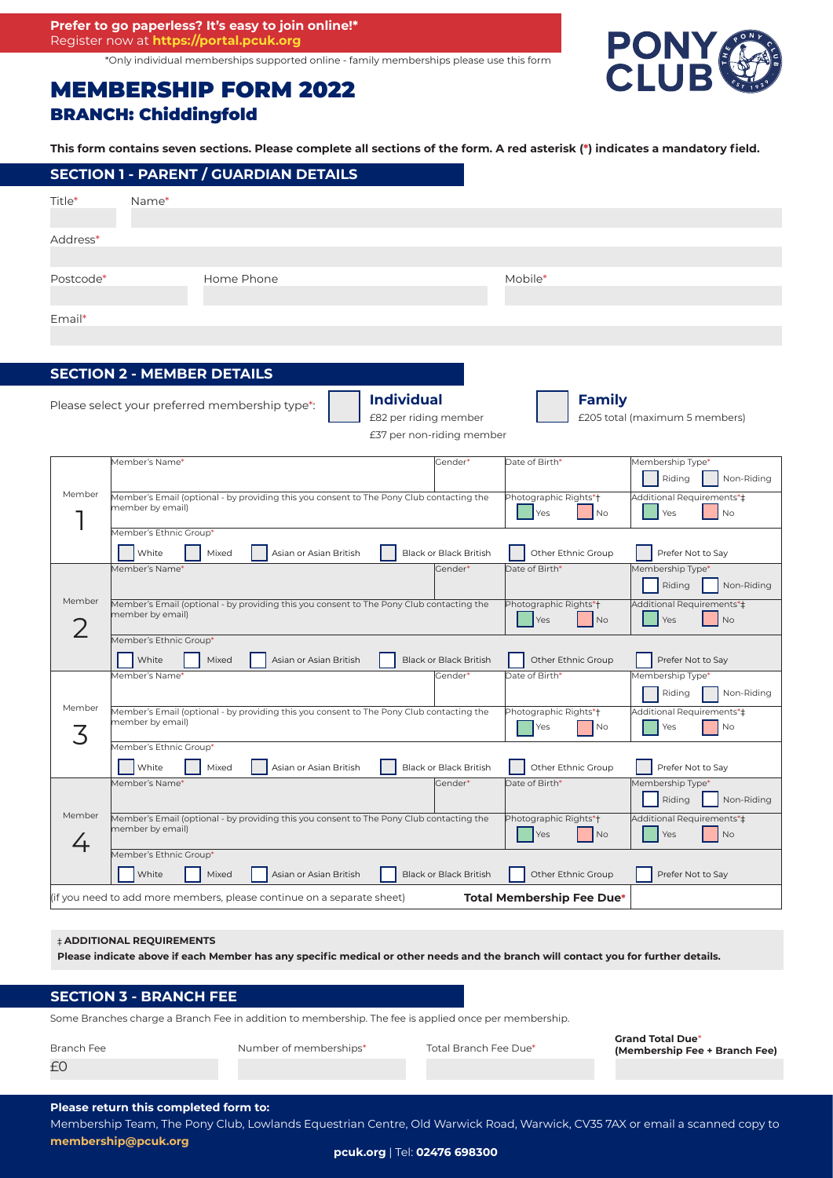**Prefer to go paperless? It's easy to join online!***
Register now at **https://portal.pcuk.org**

*Only individual memberships supported online - family memberships please use this form

# MEMBERSHIP FORM 2022

## BRANCH: Chiddingfold

**This form contains seven sections. Please complete all sections of the form. A red asterisk (*) indicates a mandatory field.**

## SECTION 1 - PARENT / GUARDIAN DETAILS

| Title* | Name* |
|---|---|
| | |

| Address* |
|---|
| |

| Postcode* | Home Phone | Mobile* |
|---|---|---|
| | | |

| Email* |
|---|
| |

## SECTION 2 - MEMBER DETAILS

Please select your preferred membership type*:

- ☐ **Individual** — £82 per riding member, £37 per non-riding member
- ☐ **Family** — £205 total (maximum 5 members)

| | | | | |
|---|---|---|---|---|
| **Member 1** | Member's Name* | Gender* | Date of Birth* | Membership Type*: ☐ Riding ☐ Non-Riding |
| | Member's Email (optional - by providing this you consent to The Pony Club contacting the member by email) | | Photographic Rights*†: ☐ Yes ☐ No | Additional Requirements*‡: ☐ Yes ☐ No |
| | Member's Ethnic Group*: ☐ White ☐ Mixed ☐ Asian or Asian British ☐ Black or Black British ☐ Other Ethnic Group ☐ Prefer Not to Say | | | |
| **Member 2** | Member's Name* | Gender* | Date of Birth* | Membership Type*: ☐ Riding ☐ Non-Riding |
| | Member's Email (optional - by providing this you consent to The Pony Club contacting the member by email) | | Photographic Rights*†: ☐ Yes ☐ No | Additional Requirements*‡: ☐ Yes ☐ No |
| | Member's Ethnic Group*: ☐ White ☐ Mixed ☐ Asian or Asian British ☐ Black or Black British ☐ Other Ethnic Group ☐ Prefer Not to Say | | | |
| **Member 3** | Member's Name* | Gender* | Date of Birth* | Membership Type*: ☐ Riding ☐ Non-Riding |
| | Member's Email (optional - by providing this you consent to The Pony Club contacting the member by email) | | Photographic Rights*†: ☐ Yes ☐ No | Additional Requirements*‡: ☐ Yes ☐ No |
| | Member's Ethnic Group*: ☐ White ☐ Mixed ☐ Asian or Asian British ☐ Black or Black British ☐ Other Ethnic Group ☐ Prefer Not to Say | | | |
| **Member 4** | Member's Name* | Gender* | Date of Birth* | Membership Type*: ☐ Riding ☐ Non-Riding |
| | Member's Email (optional - by providing this you consent to The Pony Club contacting the member by email) | | Photographic Rights*†: ☐ Yes ☐ No | Additional Requirements*‡: ☐ Yes ☐ No |
| | Member's Ethnic Group*: ☐ White ☐ Mixed ☐ Asian or Asian British ☐ Black or Black British ☐ Other Ethnic Group ☐ Prefer Not to Say | | | |
| (if you need to add more members, please continue on a separate sheet) | | | **Total Membership Fee Due*** | |

‡ **ADDITIONAL REQUIREMENTS**
**Please indicate above if each Member has any specific medical or other needs and the branch will contact you for further details.**

## SECTION 3 - BRANCH FEE

Some Branches charge a Branch Fee in addition to membership. The fee is applied once per membership.

| Branch Fee | Number of memberships* | Total Branch Fee Due* | **Grand Total Due* (Membership Fee + Branch Fee)** |
|---|---|---|---|
| £0 | | | |

**Please return this completed form to:**
Membership Team, The Pony Club, Lowlands Equestrian Centre, Old Warwick Road, Warwick, CV35 7AX or email a scanned copy to **membership@pcuk.org**

**pcuk.org** | Tel: **02476 698300**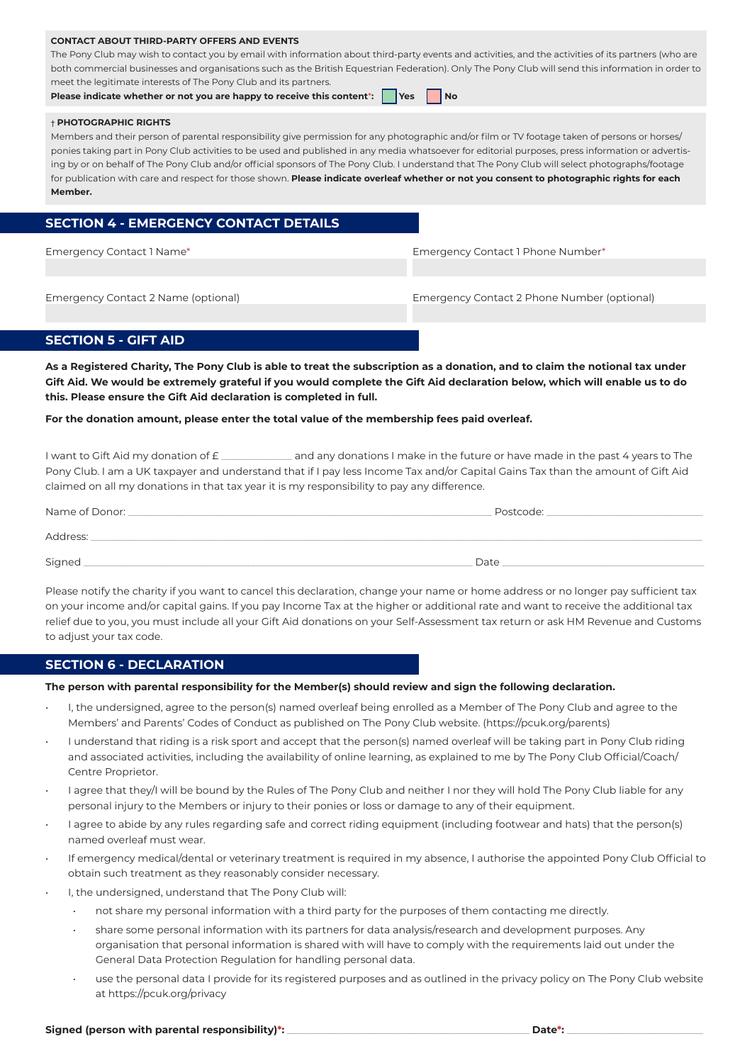**CONTACT ABOUT THIRD-PARTY OFFERS AND EVENTS**

The Pony Club may wish to contact you by email with information about third-party events and activities, and the activities of its partners (who are both commercial businesses and organisations such as the British Equestrian Federation). Only The Pony Club will send this information in order to meet the legitimate interests of The Pony Club and its partners.

**Please indicate whether or not you are happy to receive this content*:** ☐ **Yes** ☐ **No**

† **PHOTOGRAPHIC RIGHTS**

Members and their person of parental responsibility give permission for any photographic and/or film or TV footage taken of persons or horses/ponies taking part in Pony Club activities to be used and published in any media whatsoever for editorial purposes, press information or advertising by or on behalf of The Pony Club and/or official sponsors of The Pony Club. I understand that The Pony Club will select photographs/footage for publication with care and respect for those shown. **Please indicate overleaf whether or not you consent to photographic rights for each Member.**

## SECTION 4 - EMERGENCY CONTACT DETAILS

| Emergency Contact 1 Name* | Emergency Contact 1 Phone Number* |
| --- | --- |
| | |
| Emergency Contact 2 Name (optional) | Emergency Contact 2 Phone Number (optional) |
| | |

## SECTION 5 - GIFT AID

**As a Registered Charity, The Pony Club is able to treat the subscription as a donation, and to claim the notional tax under Gift Aid. We would be extremely grateful if you would complete the Gift Aid declaration below, which will enable us to do this. Please ensure the Gift Aid declaration is completed in full.**

**For the donation amount, please enter the total value of the membership fees paid overleaf.**

I want to Gift Aid my donation of £ ____________ and any donations I make in the future or have made in the past 4 years to The Pony Club. I am a UK taxpayer and understand that if I pay less Income Tax and/or Capital Gains Tax than the amount of Gift Aid claimed on all my donations in that tax year it is my responsibility to pay any difference.

Name of Donor: ______________________________ Postcode: ______________

Address: ______________________________________________

Signed ______________________________ Date ______________

Please notify the charity if you want to cancel this declaration, change your name or home address or no longer pay sufficient tax on your income and/or capital gains. If you pay Income Tax at the higher or additional rate and want to receive the additional tax relief due to you, you must include all your Gift Aid donations on your Self-Assessment tax return or ask HM Revenue and Customs to adjust your tax code.

## SECTION 6 - DECLARATION

**The person with parental responsibility for the Member(s) should review and sign the following declaration.**

- I, the undersigned, agree to the person(s) named overleaf being enrolled as a Member of The Pony Club and agree to the Members' and Parents' Codes of Conduct as published on The Pony Club website. (https://pcuk.org/parents)
- I understand that riding is a risk sport and accept that the person(s) named overleaf will be taking part in Pony Club riding and associated activities, including the availability of online learning, as explained to me by The Pony Club Official/Coach/Centre Proprietor.
- I agree that they/I will be bound by the Rules of The Pony Club and neither I nor they will hold The Pony Club liable for any personal injury to the Members or injury to their ponies or loss or damage to any of their equipment.
- I agree to abide by any rules regarding safe and correct riding equipment (including footwear and hats) that the person(s) named overleaf must wear.
- If emergency medical/dental or veterinary treatment is required in my absence, I authorise the appointed Pony Club Official to obtain such treatment as they reasonably consider necessary.
- I, the undersigned, understand that The Pony Club will:
  - not share my personal information with a third party for the purposes of them contacting me directly.
  - share some personal information with its partners for data analysis/research and development purposes. Any organisation that personal information is shared with will have to comply with the requirements laid out under the General Data Protection Regulation for handling personal data.
  - use the personal data I provide for its registered purposes and as outlined in the privacy policy on The Pony Club website at https://pcuk.org/privacy

**Signed (person with parental responsibility)*:** ______________________________ **Date*:** ______________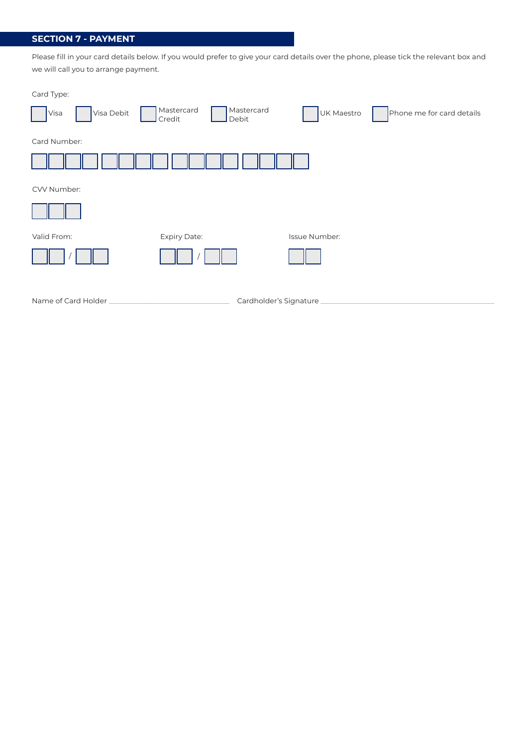## SECTION 7 - PAYMENT

Please fill in your card details below. If you would prefer to give your card details over the phone, please tick the relevant box and we will call you to arrange payment.

Card Type:

☐ Visa ☐ Visa Debit ☐ Mastercard Credit ☐ Mastercard Debit ☐ UK Maestro ☐ Phone me for card details

Card Number:

☐☐☐☐ ☐☐☐☐ ☐☐☐☐ ☐☐☐☐

CVV Number:

☐☐☐

Valid From: ☐☐ / ☐☐

Expiry Date: ☐☐ / ☐☐

Issue Number: ☐☐

Name of Card Holder ______________________________ Cardholder's Signature ______________________________